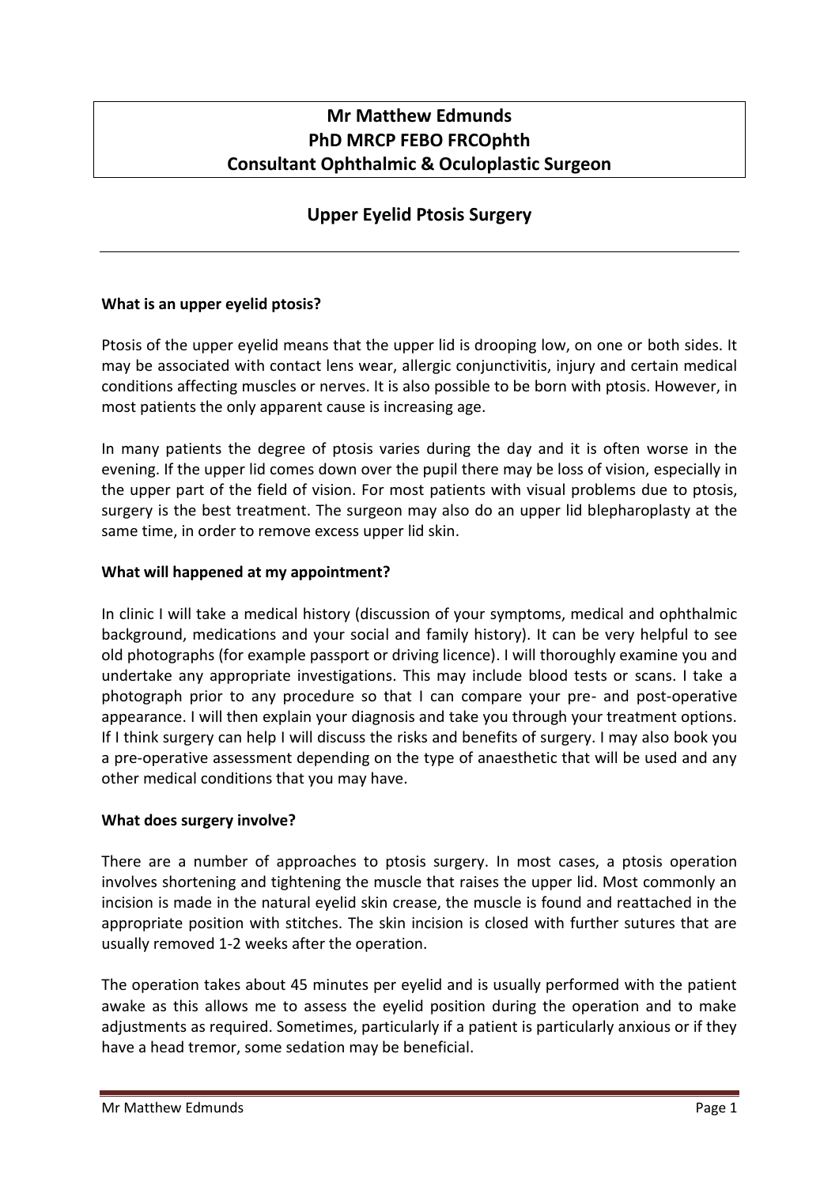**Mr Matthew Edmunds**
**PhD MRCP FEBO FRCOphth**
**Consultant Ophthalmic & Oculoplastic Surgeon**

# Upper Eyelid Ptosis Surgery

### What is an upper eyelid ptosis?

Ptosis of the upper eyelid means that the upper lid is drooping low, on one or both sides. It may be associated with contact lens wear, allergic conjunctivitis, injury and certain medical conditions affecting muscles or nerves. It is also possible to be born with ptosis. However, in most patients the only apparent cause is increasing age.

In many patients the degree of ptosis varies during the day and it is often worse in the evening. If the upper lid comes down over the pupil there may be loss of vision, especially in the upper part of the field of vision. For most patients with visual problems due to ptosis, surgery is the best treatment. The surgeon may also do an upper lid blepharoplasty at the same time, in order to remove excess upper lid skin.

### What will happened at my appointment?

In clinic I will take a medical history (discussion of your symptoms, medical and ophthalmic background, medications and your social and family history). It can be very helpful to see old photographs (for example passport or driving licence). I will thoroughly examine you and undertake any appropriate investigations. This may include blood tests or scans. I take a photograph prior to any procedure so that I can compare your pre- and post-operative appearance. I will then explain your diagnosis and take you through your treatment options. If I think surgery can help I will discuss the risks and benefits of surgery. I may also book you a pre-operative assessment depending on the type of anaesthetic that will be used and any other medical conditions that you may have.

### What does surgery involve?

There are a number of approaches to ptosis surgery. In most cases, a ptosis operation involves shortening and tightening the muscle that raises the upper lid. Most commonly an incision is made in the natural eyelid skin crease, the muscle is found and reattached in the appropriate position with stitches. The skin incision is closed with further sutures that are usually removed 1-2 weeks after the operation.

The operation takes about 45 minutes per eyelid and is usually performed with the patient awake as this allows me to assess the eyelid position during the operation and to make adjustments as required. Sometimes, particularly if a patient is particularly anxious or if they have a head tremor, some sedation may be beneficial.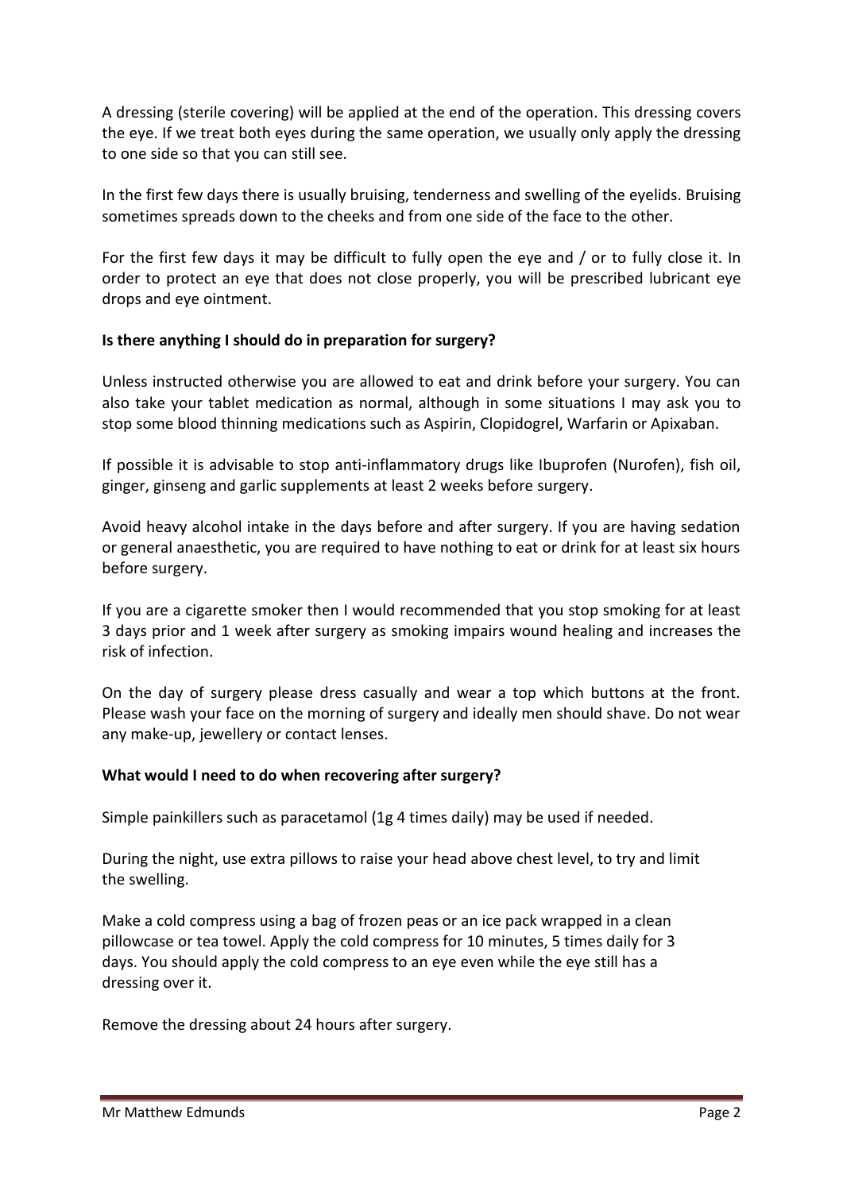A dressing (sterile covering) will be applied at the end of the operation. This dressing covers the eye. If we treat both eyes during the same operation, we usually only apply the dressing to one side so that you can still see.

In the first few days there is usually bruising, tenderness and swelling of the eyelids. Bruising sometimes spreads down to the cheeks and from one side of the face to the other.

For the first few days it may be difficult to fully open the eye and / or to fully close it. In order to protect an eye that does not close properly, you will be prescribed lubricant eye drops and eye ointment.

**Is there anything I should do in preparation for surgery?**

Unless instructed otherwise you are allowed to eat and drink before your surgery. You can also take your tablet medication as normal, although in some situations I may ask you to stop some blood thinning medications such as Aspirin, Clopidogrel, Warfarin or Apixaban.

If possible it is advisable to stop anti-inflammatory drugs like Ibuprofen (Nurofen), fish oil, ginger, ginseng and garlic supplements at least 2 weeks before surgery.

Avoid heavy alcohol intake in the days before and after surgery. If you are having sedation or general anaesthetic, you are required to have nothing to eat or drink for at least six hours before surgery.

If you are a cigarette smoker then I would recommended that you stop smoking for at least 3 days prior and 1 week after surgery as smoking impairs wound healing and increases the risk of infection.

On the day of surgery please dress casually and wear a top which buttons at the front. Please wash your face on the morning of surgery and ideally men should shave. Do not wear any make-up, jewellery or contact lenses.

**What would I need to do when recovering after surgery?**

Simple painkillers such as paracetamol (1g 4 times daily) may be used if needed.

During the night, use extra pillows to raise your head above chest level, to try and limit the swelling.

Make a cold compress using a bag of frozen peas or an ice pack wrapped in a clean pillowcase or tea towel. Apply the cold compress for 10 minutes, 5 times daily for 3 days. You should apply the cold compress to an eye even while the eye still has a dressing over it.

Remove the dressing about 24 hours after surgery.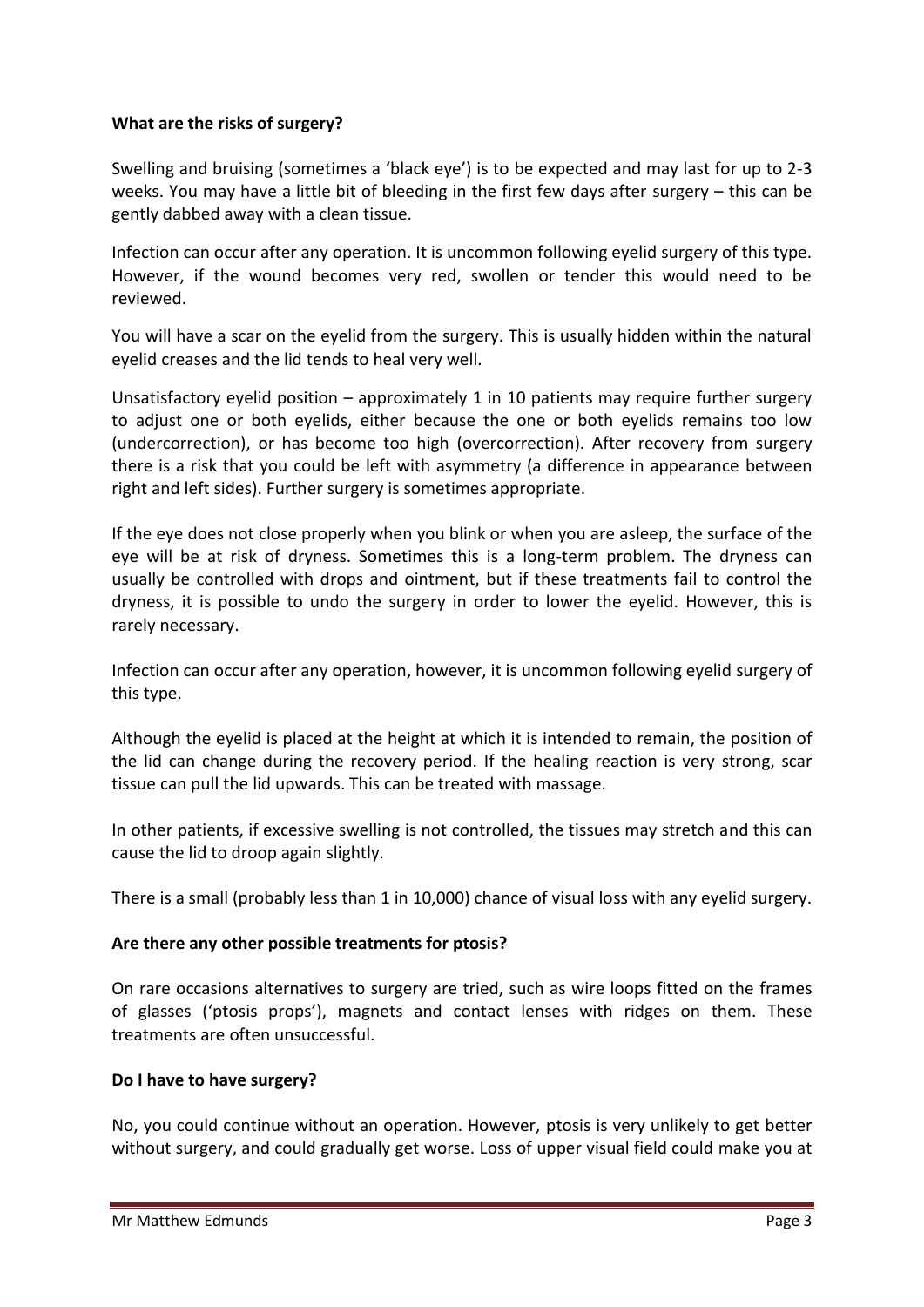**What are the risks of surgery?**

Swelling and bruising (sometimes a 'black eye') is to be expected and may last for up to 2-3 weeks. You may have a little bit of bleeding in the first few days after surgery – this can be gently dabbed away with a clean tissue.

Infection can occur after any operation. It is uncommon following eyelid surgery of this type. However, if the wound becomes very red, swollen or tender this would need to be reviewed.

You will have a scar on the eyelid from the surgery. This is usually hidden within the natural eyelid creases and the lid tends to heal very well.

Unsatisfactory eyelid position – approximately 1 in 10 patients may require further surgery to adjust one or both eyelids, either because the one or both eyelids remains too low (undercorrection), or has become too high (overcorrection). After recovery from surgery there is a risk that you could be left with asymmetry (a difference in appearance between right and left sides). Further surgery is sometimes appropriate.

If the eye does not close properly when you blink or when you are asleep, the surface of the eye will be at risk of dryness. Sometimes this is a long-term problem. The dryness can usually be controlled with drops and ointment, but if these treatments fail to control the dryness, it is possible to undo the surgery in order to lower the eyelid. However, this is rarely necessary.

Infection can occur after any operation, however, it is uncommon following eyelid surgery of this type.

Although the eyelid is placed at the height at which it is intended to remain, the position of the lid can change during the recovery period. If the healing reaction is very strong, scar tissue can pull the lid upwards. This can be treated with massage.

In other patients, if excessive swelling is not controlled, the tissues may stretch and this can cause the lid to droop again slightly.

There is a small (probably less than 1 in 10,000) chance of visual loss with any eyelid surgery.

**Are there any other possible treatments for ptosis?**

On rare occasions alternatives to surgery are tried, such as wire loops fitted on the frames of glasses ('ptosis props'), magnets and contact lenses with ridges on them. These treatments are often unsuccessful.

**Do I have to have surgery?**

No, you could continue without an operation. However, ptosis is very unlikely to get better without surgery, and could gradually get worse. Loss of upper visual field could make you at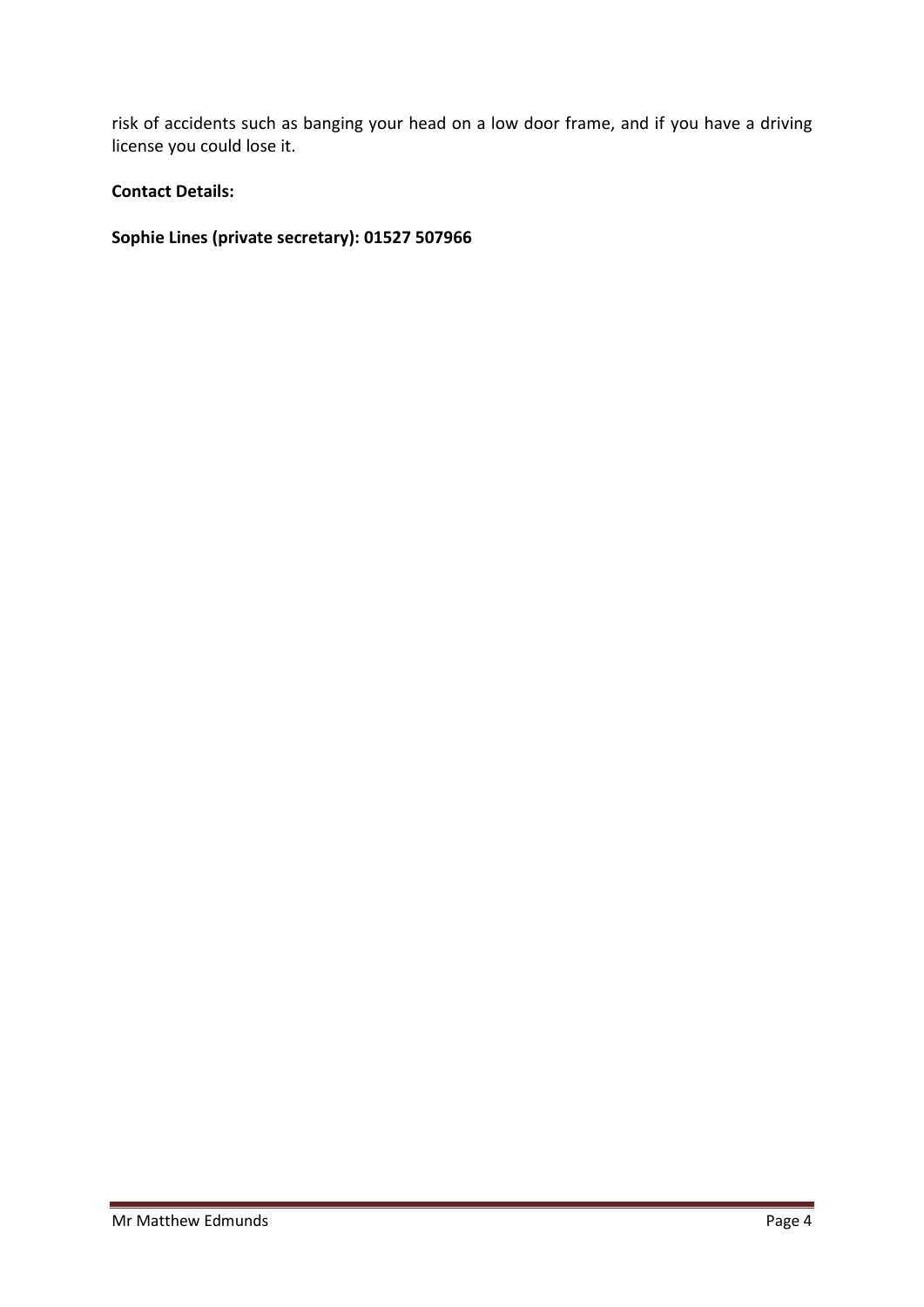risk of accidents such as banging your head on a low door frame, and if you have a driving license you could lose it.

**Contact Details:**

**Sophie Lines (private secretary): 01527 507966**